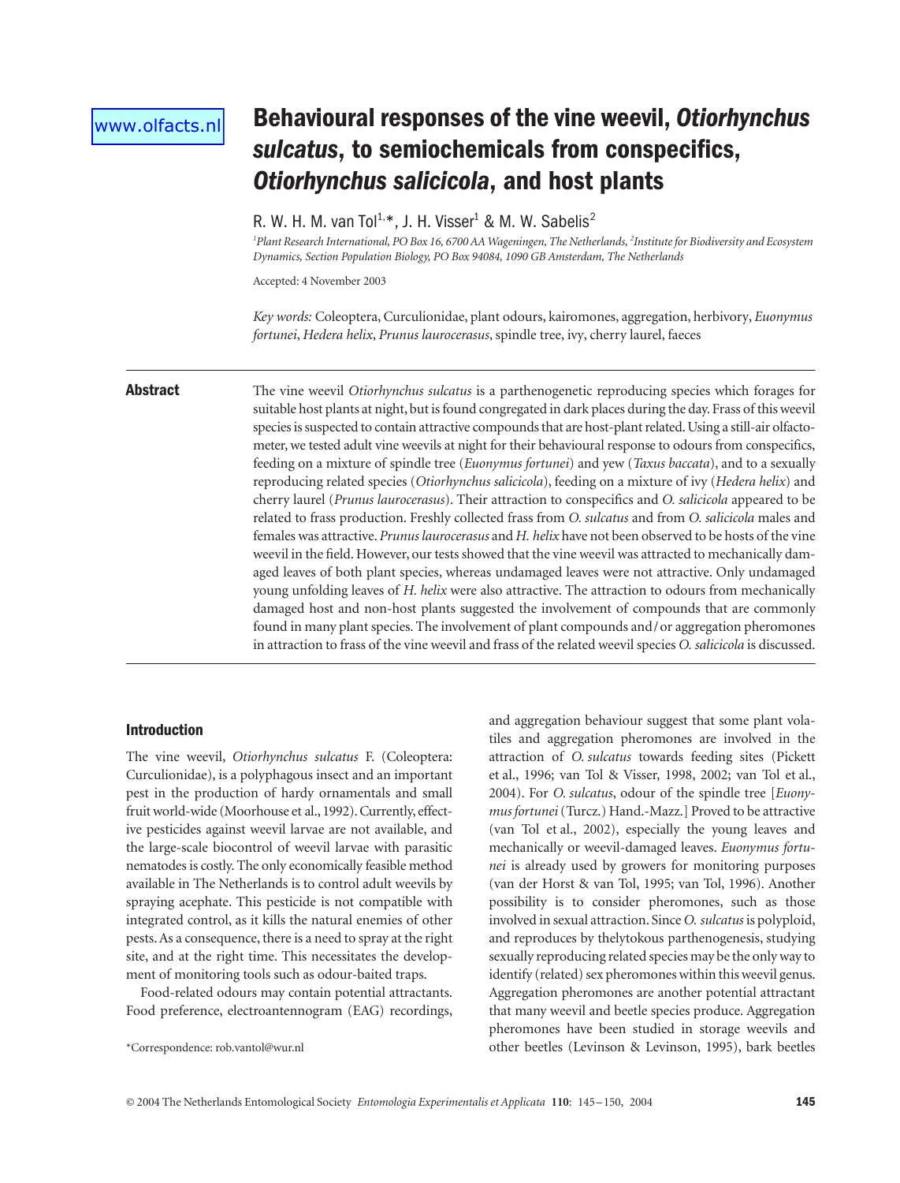www.olfacts.nl

# Behavioural responses of the vine weevil, *Otiorhynchus sulcatus*, to semiochemicals from conspecifics, *Otiorhynchus salicicola*, and host plants

R. W. H. M. van Tol[1,]*, J. H. Visser[1] & M. W. Sabelis[2]

[1]*Plant Research International, PO Box 16, 6700 AA Wageningen, The Netherlands,* [2]*Institute for Biodiversity and Ecosystem Dynamics, Section Population Biology, PO Box 94084, 1090 GB Amsterdam, The Netherlands*

Accepted: 4 November 2003

*Key words:* Coleoptera, Curculionidae, plant odours, kairomones, aggregation, herbivory, *Euonymus fortunei*, *Hedera helix*, *Prunus laurocerasus*, spindle tree, ivy, cherry laurel, faeces

## Abstract

The vine weevil *Otiorhynchus sulcatus* is a parthenogenetic reproducing species which forages for suitable host plants at night, but is found congregated in dark places during the day. Frass of this weevil species is suspected to contain attractive compounds that are host-plant related. Using a still-air olfactometer, we tested adult vine weevils at night for their behavioural response to odours from conspecifics, feeding on a mixture of spindle tree (*Euonymus fortunei*) and yew (*Taxus baccata*), and to a sexually reproducing related species (*Otiorhynchus salicicola*), feeding on a mixture of ivy (*Hedera helix*) and cherry laurel (*Prunus laurocerasus*). Their attraction to conspecifics and *O. salicicola* appeared to be related to frass production. Freshly collected frass from *O. sulcatus* and from *O. salicicola* males and females was attractive. *Prunus laurocerasus* and *H. helix* have not been observed to be hosts of the vine weevil in the field. However, our tests showed that the vine weevil was attracted to mechanically damaged leaves of both plant species, whereas undamaged leaves were not attractive. Only undamaged young unfolding leaves of *H. helix* were also attractive. The attraction to odours from mechanically damaged host and non-host plants suggested the involvement of compounds that are commonly found in many plant species. The involvement of plant compounds and/or aggregation pheromones in attraction to frass of the vine weevil and frass of the related weevil species *O. salicicola* is discussed.

## Introduction

The vine weevil, *Otiorhynchus sulcatus* F. (Coleoptera: Curculionidae), is a polyphagous insect and an important pest in the production of hardy ornamentals and small fruit world-wide (Moorhouse et al., 1992). Currently, effective pesticides against weevil larvae are not available, and the large-scale biocontrol of weevil larvae with parasitic nematodes is costly. The only economically feasible method available in The Netherlands is to control adult weevils by spraying acephate. This pesticide is not compatible with integrated control, as it kills the natural enemies of other pests. As a consequence, there is a need to spray at the right site, and at the right time. This necessitates the development of monitoring tools such as odour-baited traps.

Food-related odours may contain potential attractants. Food preference, electroantennogram (EAG) recordings, and aggregation behaviour suggest that some plant volatiles and aggregation pheromones are involved in the attraction of *O. sulcatus* towards feeding sites (Pickett et al., 1996; van Tol & Visser, 1998, 2002; van Tol et al., 2004). For *O. sulcatus*, odour of the spindle tree [*Euonymus fortunei* (Turcz.) Hand.-Mazz.] Proved to be attractive (van Tol et al., 2002), especially the young leaves and mechanically or weevil-damaged leaves. *Euonymus fortunei* is already used by growers for monitoring purposes (van der Horst & van Tol, 1995; van Tol, 1996). Another possibility is to consider pheromones, such as those involved in sexual attraction. Since *O. sulcatus* is polyploid, and reproduces by thelytokous parthenogenesis, studying sexually reproducing related species may be the only way to identify (related) sex pheromones within this weevil genus. Aggregation pheromones are another potential attractant that many weevil and beetle species produce. Aggregation pheromones have been studied in storage weevils and other beetles (Levinson & Levinson, 1995), bark beetles

*Correspondence: rob.vantol@wur.nl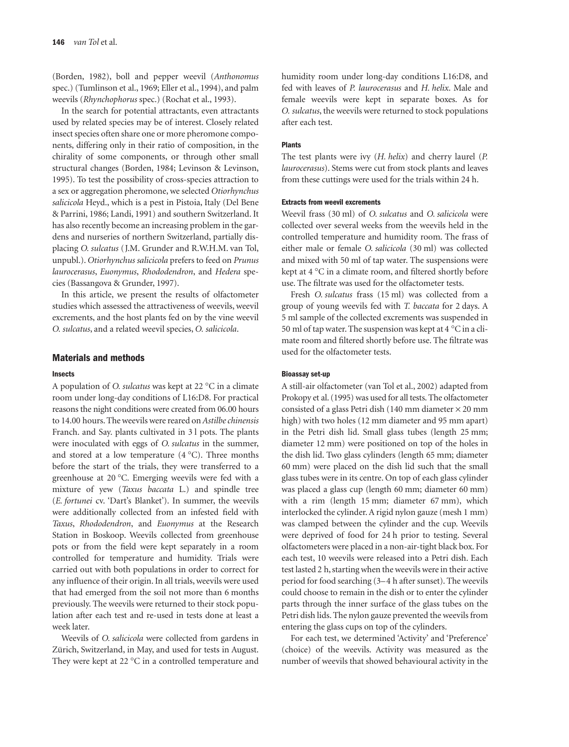(Borden, 1982), boll and pepper weevil (*Anthonomus* spec.) (Tumlinson et al., 1969; Eller et al., 1994), and palm weevils (*Rhynchophorus* spec.) (Rochat et al., 1993).

In the search for potential attractants, even attractants used by related species may be of interest. Closely related insect species often share one or more pheromone components, differing only in their ratio of composition, in the chirality of some components, or through other small structural changes (Borden, 1984; Levinson & Levinson, 1995). To test the possibility of cross-species attraction to a sex or aggregation pheromone, we selected *Otiorhynchus salicicola* Heyd., which is a pest in Pistoia, Italy (Del Bene & Parrini, 1986; Landi, 1991) and southern Switzerland. It has also recently become an increasing problem in the gardens and nurseries of northern Switzerland, partially displacing *O. sulcatus* (J.M. Grunder and R.W.H.M. van Tol, unpubl.). *Otiorhynchus salicicola* prefers to feed on *Prunus laurocerasus*, *Euonymus*, *Rhododendron*, and *Hedera* species (Bassangova & Grunder, 1997).

In this article, we present the results of olfactometer studies which assessed the attractiveness of weevils, weevil excrements, and the host plants fed on by the vine weevil *O. sulcatus*, and a related weevil species, *O. salicicola*.

## Materials and methods

### Insects

A population of *O. sulcatus* was kept at 22 °C in a climate room under long-day conditions of L16:D8. For practical reasons the night conditions were created from 06.00 hours to 14.00 hours. The weevils were reared on *Astilbe chinensis* Franch. and Say. plants cultivated in 3 l pots. The plants were inoculated with eggs of *O. sulcatus* in the summer, and stored at a low temperature (4 °C). Three months before the start of the trials, they were transferred to a greenhouse at 20 °C. Emerging weevils were fed with a mixture of yew (*Taxus baccata* L.) and spindle tree (*E. fortunei* cv. 'Dart's Blanket'). In summer, the weevils were additionally collected from an infested field with *Taxus*, *Rhododendron*, and *Euonymus* at the Research Station in Boskoop. Weevils collected from greenhouse pots or from the field were kept separately in a room controlled for temperature and humidity. Trials were carried out with both populations in order to correct for any influence of their origin. In all trials, weevils were used that had emerged from the soil not more than 6 months previously. The weevils were returned to their stock population after each test and re-used in tests done at least a week later.

Weevils of *O. salicicola* were collected from gardens in Zürich, Switzerland, in May, and used for tests in August. They were kept at 22 °C in a controlled temperature and humidity room under long-day conditions L16:D8, and fed with leaves of *P. laurocerasus* and *H. helix*. Male and female weevils were kept in separate boxes. As for *O. sulcatus*, the weevils were returned to stock populations after each test.

### Plants

The test plants were ivy (*H. helix*) and cherry laurel (*P. laurocerasus*). Stems were cut from stock plants and leaves from these cuttings were used for the trials within 24 h.

### Extracts from weevil excrements

Weevil frass (30 ml) of *O. sulcatus* and *O. salicicola* were collected over several weeks from the weevils held in the controlled temperature and humidity room. The frass of either male or female *O. salicicola* (30 ml) was collected and mixed with 50 ml of tap water. The suspensions were kept at 4 °C in a climate room, and filtered shortly before use. The filtrate was used for the olfactometer tests.

Fresh *O. sulcatus* frass (15 ml) was collected from a group of young weevils fed with *T. baccata* for 2 days. A 5 ml sample of the collected excrements was suspended in 50 ml of tap water. The suspension was kept at 4 °C in a climate room and filtered shortly before use. The filtrate was used for the olfactometer tests.

### Bioassay set-up

A still-air olfactometer (van Tol et al., 2002) adapted from Prokopy et al. (1995) was used for all tests. The olfactometer consisted of a glass Petri dish (140 mm diameter × 20 mm high) with two holes (12 mm diameter and 95 mm apart) in the Petri dish lid. Small glass tubes (length 25 mm; diameter 12 mm) were positioned on top of the holes in the dish lid. Two glass cylinders (length 65 mm; diameter 60 mm) were placed on the dish lid such that the small glass tubes were in its centre. On top of each glass cylinder was placed a glass cup (length 60 mm; diameter 60 mm) with a rim (length 15 mm; diameter 67 mm), which interlocked the cylinder. A rigid nylon gauze (mesh 1 mm) was clamped between the cylinder and the cup. Weevils were deprived of food for 24 h prior to testing. Several olfactometers were placed in a non-air-tight black box. For each test, 10 weevils were released into a Petri dish. Each test lasted 2 h, starting when the weevils were in their active period for food searching (3–4 h after sunset). The weevils could choose to remain in the dish or to enter the cylinder parts through the inner surface of the glass tubes on the Petri dish lids. The nylon gauze prevented the weevils from entering the glass cups on top of the cylinders.

For each test, we determined 'Activity' and 'Preference' (choice) of the weevils. Activity was measured as the number of weevils that showed behavioural activity in the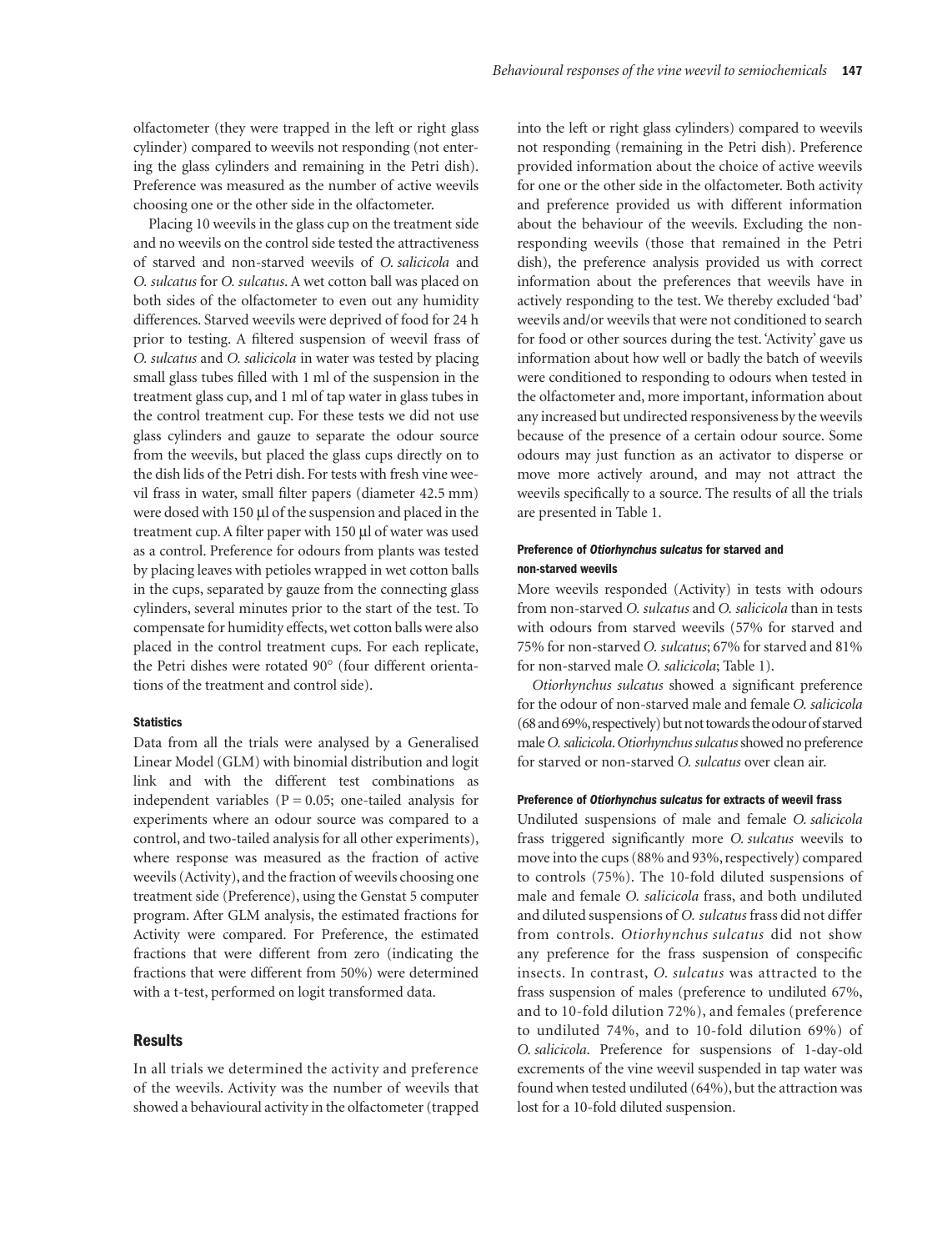olfactometer (they were trapped in the left or right glass cylinder) compared to weevils not responding (not entering the glass cylinders and remaining in the Petri dish). Preference was measured as the number of active weevils choosing one or the other side in the olfactometer.

Placing 10 weevils in the glass cup on the treatment side and no weevils on the control side tested the attractiveness of starved and non-starved weevils of *O. salicicola* and *O. sulcatus* for *O. sulcatus*. A wet cotton ball was placed on both sides of the olfactometer to even out any humidity differences. Starved weevils were deprived of food for 24 h prior to testing. A filtered suspension of weevil frass of *O. sulcatus* and *O. salicicola* in water was tested by placing small glass tubes filled with 1 ml of the suspension in the treatment glass cup, and 1 ml of tap water in glass tubes in the control treatment cup. For these tests we did not use glass cylinders and gauze to separate the odour source from the weevils, but placed the glass cups directly on to the dish lids of the Petri dish. For tests with fresh vine weevil frass in water, small filter papers (diameter 42.5 mm) were dosed with 150 µl of the suspension and placed in the treatment cup. A filter paper with 150 µl of water was used as a control. Preference for odours from plants was tested by placing leaves with petioles wrapped in wet cotton balls in the cups, separated by gauze from the connecting glass cylinders, several minutes prior to the start of the test. To compensate for humidity effects, wet cotton balls were also placed in the control treatment cups. For each replicate, the Petri dishes were rotated 90° (four different orientations of the treatment and control side).

### Statistics

Data from all the trials were analysed by a Generalised Linear Model (GLM) with binomial distribution and logit link and with the different test combinations as independent variables ($P = 0.05$; one-tailed analysis for experiments where an odour source was compared to a control, and two-tailed analysis for all other experiments), where response was measured as the fraction of active weevils (Activity), and the fraction of weevils choosing one treatment side (Preference), using the Genstat 5 computer program. After GLM analysis, the estimated fractions for Activity were compared. For Preference, the estimated fractions that were different from zero (indicating the fractions that were different from 50%) were determined with a t-test, performed on logit transformed data.

## Results

In all trials we determined the activity and preference of the weevils. Activity was the number of weevils that showed a behavioural activity in the olfactometer (trapped into the left or right glass cylinders) compared to weevils not responding (remaining in the Petri dish). Preference provided information about the choice of active weevils for one or the other side in the olfactometer. Both activity and preference provided us with different information about the behaviour of the weevils. Excluding the non-responding weevils (those that remained in the Petri dish), the preference analysis provided us with correct information about the preferences that weevils have in actively responding to the test. We thereby excluded 'bad' weevils and/or weevils that were not conditioned to search for food or other sources during the test. 'Activity' gave us information about how well or badly the batch of weevils were conditioned to responding to odours when tested in the olfactometer and, more important, information about any increased but undirected responsiveness by the weevils because of the presence of a certain odour source. Some odours may just function as an activator to disperse or move more actively around, and may not attract the weevils specifically to a source. The results of all the trials are presented in Table 1.

### Preference of *Otiorhynchus sulcatus* for starved and non-starved weevils

More weevils responded (Activity) in tests with odours from non-starved *O. sulcatus* and *O. salicicola* than in tests with odours from starved weevils (57% for starved and 75% for non-starved *O. sulcatus*; 67% for starved and 81% for non-starved male *O. salicicola*; Table 1).

*Otiorhynchus sulcatus* showed a significant preference for the odour of non-starved male and female *O. salicicola* (68 and 69%, respectively) but not towards the odour of starved male *O. salicicola*. *Otiorhynchus sulcatus* showed no preference for starved or non-starved *O. sulcatus* over clean air.

### Preference of *Otiorhynchus sulcatus* for extracts of weevil frass

Undiluted suspensions of male and female *O. salicicola* frass triggered significantly more *O. sulcatus* weevils to move into the cups (88% and 93%, respectively) compared to controls (75%). The 10-fold diluted suspensions of male and female *O. salicicola* frass, and both undiluted and diluted suspensions of *O. sulcatus* frass did not differ from controls. *Otiorhynchus sulcatus* did not show any preference for the frass suspension of conspecific insects. In contrast, *O. sulcatus* was attracted to the frass suspension of males (preference to undiluted 67%, and to 10-fold dilution 72%), and females (preference to undiluted 74%, and to 10-fold dilution 69%) of *O. salicicola*. Preference for suspensions of 1-day-old excrements of the vine weevil suspended in tap water was found when tested undiluted (64%), but the attraction was lost for a 10-fold diluted suspension.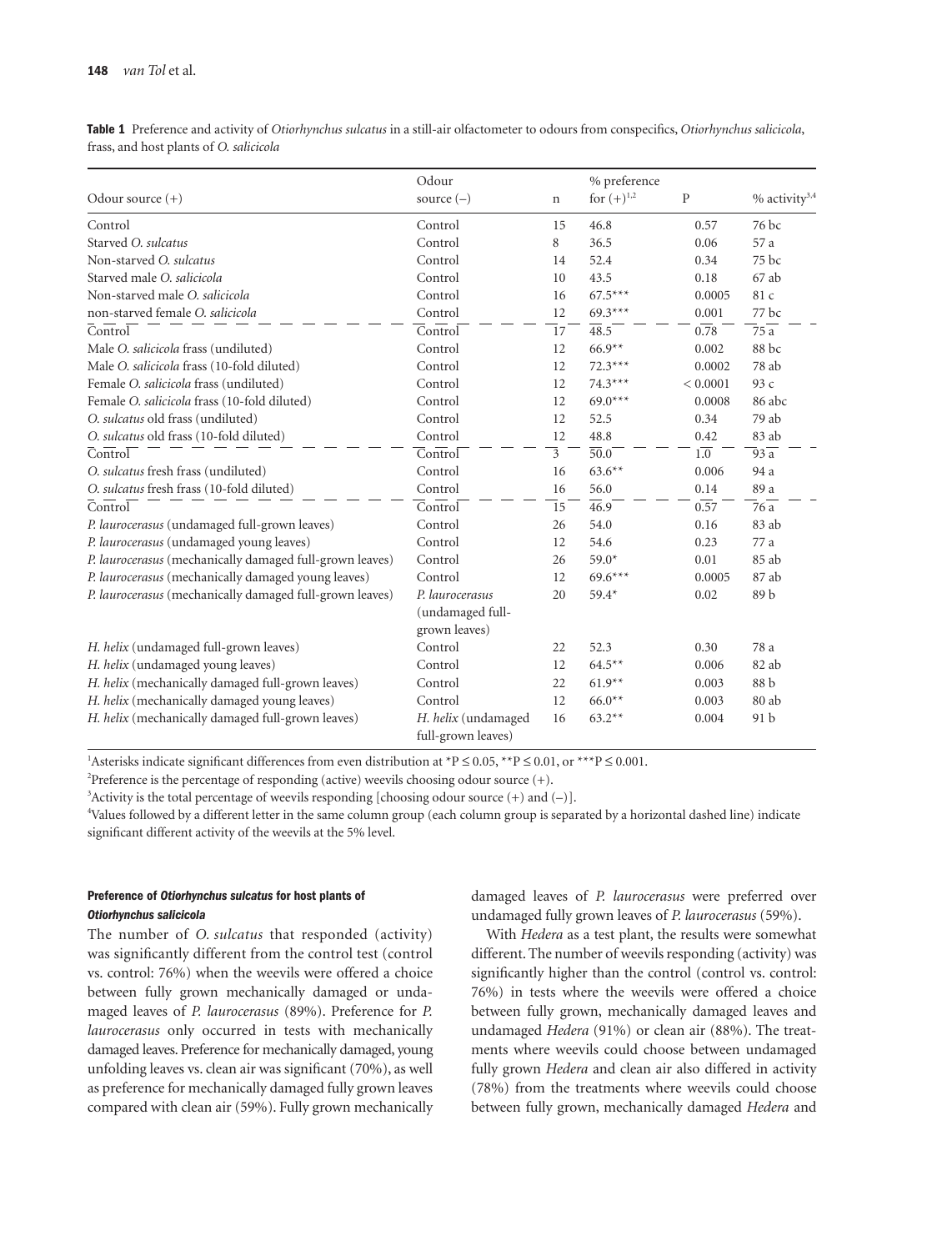**Table 1** Preference and activity of *Otiorhynchus sulcatus* in a still-air olfactometer to odours from conspecifics, *Otiorhynchus salicicola*, frass, and host plants of *O. salicicola*

| Odour source (+) | Odour source (–) | n | % preference for (+)[1,2] | P | % activity[3,4] |
|---|---|---|---|---|---|
| Control | Control | 15 | 46.8 | 0.57 | 76 bc |
| Starved *O. sulcatus* | Control | 8 | 36.5 | 0.06 | 57 a |
| Non-starved *O. sulcatus* | Control | 14 | 52.4 | 0.34 | 75 bc |
| Starved male *O. salicicola* | Control | 10 | 43.5 | 0.18 | 67 ab |
| Non-starved male *O. salicicola* | Control | 16 | 67.5*** | 0.0005 | 81 c |
| non-starved female *O. salicicola* | Control | 12 | 69.3*** | 0.001 | 77 bc |
| Control | Control | 17 | 48.5 | 0.78 | 75 a |
| Male *O. salicicola* frass (undiluted) | Control | 12 | 66.9** | 0.002 | 88 bc |
| Male *O. salicicola* frass (10-fold diluted) | Control | 12 | 72.3*** | 0.0002 | 78 ab |
| Female *O. salicicola* frass (undiluted) | Control | 12 | 74.3*** | < 0.0001 | 93 c |
| Female *O. salicicola* frass (10-fold diluted) | Control | 12 | 69.0*** | 0.0008 | 86 abc |
| *O. sulcatus* old frass (undiluted) | Control | 12 | 52.5 | 0.34 | 79 ab |
| *O. sulcatus* old frass (10-fold diluted) | Control | 12 | 48.8 | 0.42 | 83 ab |
| Control | Control | 3 | 50.0 | 1.0 | 93 a |
| *O. sulcatus* fresh frass (undiluted) | Control | 16 | 63.6** | 0.006 | 94 a |
| *O. sulcatus* fresh frass (10-fold diluted) | Control | 16 | 56.0 | 0.14 | 89 a |
| Control | Control | 15 | 46.9 | 0.57 | 76 a |
| *P. laurocerasus* (undamaged full-grown leaves) | Control | 26 | 54.0 | 0.16 | 83 ab |
| *P. laurocerasus* (undamaged young leaves) | Control | 12 | 54.6 | 0.23 | 77 a |
| *P. laurocerasus* (mechanically damaged full-grown leaves) | Control | 26 | 59.0* | 0.01 | 85 ab |
| *P. laurocerasus* (mechanically damaged young leaves) | Control | 12 | 69.6*** | 0.0005 | 87 ab |
| *P. laurocerasus* (mechanically damaged full-grown leaves) | *P. laurocerasus* (undamaged full-grown leaves) | 20 | 59.4* | 0.02 | 89 b |
| *H. helix* (undamaged full-grown leaves) | Control | 22 | 52.3 | 0.30 | 78 a |
| *H. helix* (undamaged young leaves) | Control | 12 | 64.5** | 0.006 | 82 ab |
| *H. helix* (mechanically damaged full-grown leaves) | Control | 22 | 61.9** | 0.003 | 88 b |
| *H. helix* (mechanically damaged young leaves) | Control | 12 | 66.0** | 0.003 | 80 ab |
| *H. helix* (mechanically damaged full-grown leaves) | *H. helix* (undamaged full-grown leaves) | 16 | 63.2** | 0.004 | 91 b |

[1]Asterisks indicate significant differences from even distribution at $^{*}P \leq 0.05$, $^{**}P \leq 0.01$, or $^{***}P \leq 0.001$.

[2]Preference is the percentage of responding (active) weevils choosing odour source (+).

[3]Activity is the total percentage of weevils responding [choosing odour source (+) and (–)].

[4]Values followed by a different letter in the same column group (each column group is separated by a horizontal dashed line) indicate significant different activity of the weevils at the 5% level.

### Preference of *Otiorhynchus sulcatus* for host plants of *Otiorhynchus salicicola*

The number of *O. sulcatus* that responded (activity) was significantly different from the control test (control vs. control: 76%) when the weevils were offered a choice between fully grown mechanically damaged or undamaged leaves of *P. laurocerasus* (89%). Preference for *P. laurocerasus* only occurred in tests with mechanically damaged leaves. Preference for mechanically damaged, young unfolding leaves vs. clean air was significant (70%), as well as preference for mechanically damaged fully grown leaves compared with clean air (59%). Fully grown mechanically damaged leaves of *P. laurocerasus* were preferred over undamaged fully grown leaves of *P. laurocerasus* (59%).

With *Hedera* as a test plant, the results were somewhat different. The number of weevils responding (activity) was significantly higher than the control (control vs. control: 76%) in tests where the weevils were offered a choice between fully grown, mechanically damaged leaves and undamaged *Hedera* (91%) or clean air (88%). The treatments where weevils could choose between undamaged fully grown *Hedera* and clean air also differed in activity (78%) from the treatments where weevils could choose between fully grown, mechanically damaged *Hedera* and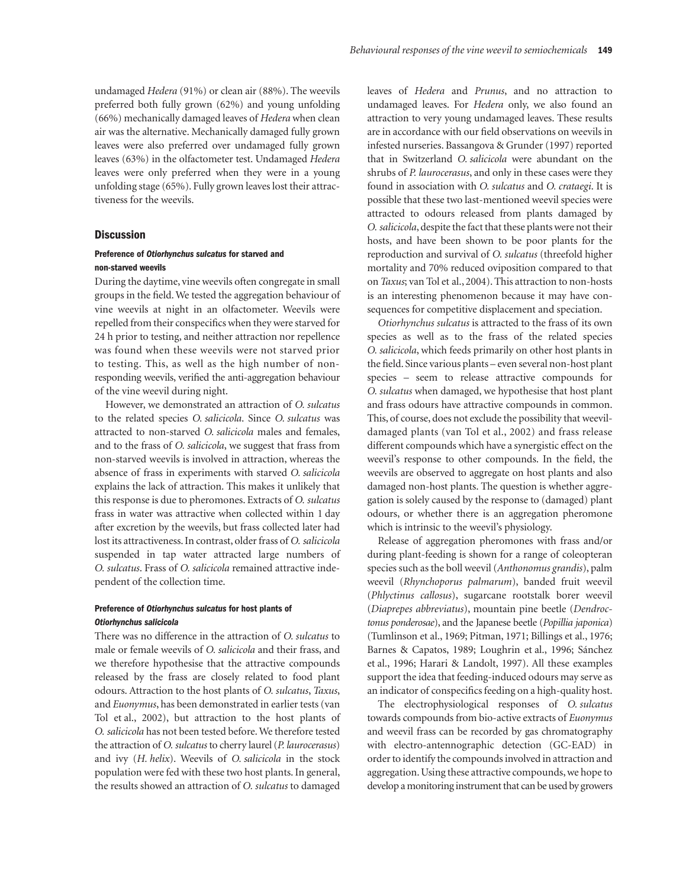undamaged *Hedera* (91%) or clean air (88%). The weevils preferred both fully grown (62%) and young unfolding (66%) mechanically damaged leaves of *Hedera* when clean air was the alternative. Mechanically damaged fully grown leaves were also preferred over undamaged fully grown leaves (63%) in the olfactometer test. Undamaged *Hedera* leaves were only preferred when they were in a young unfolding stage (65%). Fully grown leaves lost their attractiveness for the weevils.

## Discussion

### Preference of *Otiorhynchus sulcatus* for starved and non-starved weevils

During the daytime, vine weevils often congregate in small groups in the field. We tested the aggregation behaviour of vine weevils at night in an olfactometer. Weevils were repelled from their conspecifics when they were starved for 24 h prior to testing, and neither attraction nor repellence was found when these weevils were not starved prior to testing. This, as well as the high number of non-responding weevils, verified the anti-aggregation behaviour of the vine weevil during night.

However, we demonstrated an attraction of *O. sulcatus* to the related species *O. salicicola*. Since *O. sulcatus* was attracted to non-starved *O. salicicola* males and females, and to the frass of *O. salicicola*, we suggest that frass from non-starved weevils is involved in attraction, whereas the absence of frass in experiments with starved *O. salicicola* explains the lack of attraction. This makes it unlikely that this response is due to pheromones. Extracts of *O. sulcatus* frass in water was attractive when collected within 1 day after excretion by the weevils, but frass collected later had lost its attractiveness. In contrast, older frass of *O. salicicola* suspended in tap water attracted large numbers of *O. sulcatus*. Frass of *O. salicicola* remained attractive independent of the collection time.

### Preference of *Otiorhynchus sulcatus* for host plants of *Otiorhynchus salicicola*

There was no difference in the attraction of *O. sulcatus* to male or female weevils of *O. salicicola* and their frass, and we therefore hypothesise that the attractive compounds released by the frass are closely related to food plant odours. Attraction to the host plants of *O. sulcatus*, *Taxus*, and *Euonymus*, has been demonstrated in earlier tests (van Tol et al., 2002), but attraction to the host plants of *O. salicicola* has not been tested before. We therefore tested the attraction of *O. sulcatus* to cherry laurel (*P. laurocerasus*) and ivy (*H. helix*). Weevils of *O. salicicola* in the stock population were fed with these two host plants. In general, the results showed an attraction of *O. sulcatus* to damaged leaves of *Hedera* and *Prunus*, and no attraction to undamaged leaves. For *Hedera* only, we also found an attraction to very young undamaged leaves. These results are in accordance with our field observations on weevils in infested nurseries. Bassangova & Grunder (1997) reported that in Switzerland *O. salicicola* were abundant on the shrubs of *P. laurocerasus*, and only in these cases were they found in association with *O. sulcatus* and *O. crataegi*. It is possible that these two last-mentioned weevil species were attracted to odours released from plants damaged by *O. salicicola*, despite the fact that these plants were not their hosts, and have been shown to be poor plants for the reproduction and survival of *O. sulcatus* (threefold higher mortality and 70% reduced oviposition compared to that on *Taxus*; van Tol et al., 2004). This attraction to non-hosts is an interesting phenomenon because it may have consequences for competitive displacement and speciation.

*Otiorhynchus sulcatus* is attracted to the frass of its own species as well as to the frass of the related species *O. salicicola*, which feeds primarily on other host plants in the field. Since various plants – even several non-host plant species – seem to release attractive compounds for *O. sulcatus* when damaged, we hypothesise that host plant and frass odours have attractive compounds in common. This, of course, does not exclude the possibility that weevil-damaged plants (van Tol et al., 2002) and frass release different compounds which have a synergistic effect on the weevil's response to other compounds. In the field, the weevils are observed to aggregate on host plants and also damaged non-host plants. The question is whether aggregation is solely caused by the response to (damaged) plant odours, or whether there is an aggregation pheromone which is intrinsic to the weevil's physiology.

Release of aggregation pheromones with frass and/or during plant-feeding is shown for a range of coleopteran species such as the boll weevil (*Anthonomus grandis*), palm weevil (*Rhynchoporus palmarum*), banded fruit weevil (*Phlyctinus callosus*), sugarcane rootstalk borer weevil (*Diaprepes abbreviatus*), mountain pine beetle (*Dendroctonus ponderosae*), and the Japanese beetle (*Popillia japonica*) (Tumlinson et al., 1969; Pitman, 1971; Billings et al., 1976; Barnes & Capatos, 1989; Loughrin et al., 1996; Sánchez et al., 1996; Harari & Landolt, 1997). All these examples support the idea that feeding-induced odours may serve as an indicator of conspecifics feeding on a high-quality host.

The electrophysiological responses of *O. sulcatus* towards compounds from bio-active extracts of *Euonymus* and weevil frass can be recorded by gas chromatography with electro-antennographic detection (GC-EAD) in order to identify the compounds involved in attraction and aggregation. Using these attractive compounds, we hope to develop a monitoring instrument that can be used by growers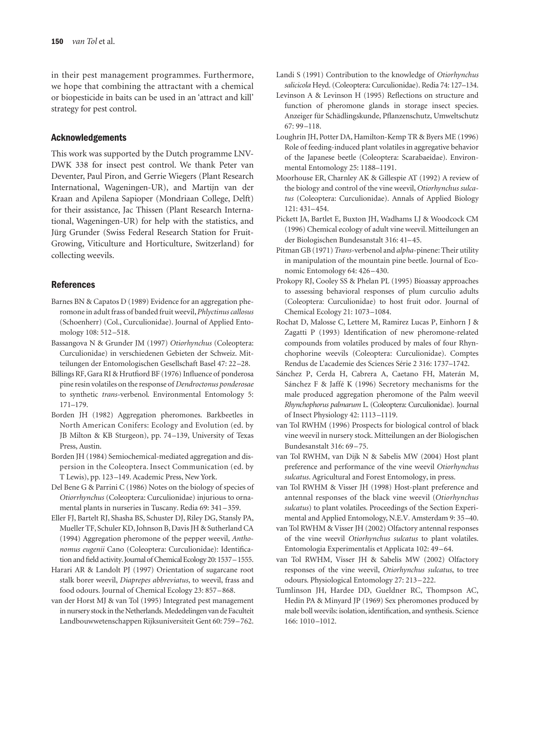in their pest management programmes. Furthermore, we hope that combining the attractant with a chemical or biopesticide in baits can be used in an 'attract and kill' strategy for pest control.

## Acknowledgements

This work was supported by the Dutch programme LNV-DWK 338 for insect pest control. We thank Peter van Deventer, Paul Piron, and Gerrie Wiegers (Plant Research International, Wageningen-UR), and Martijn van der Kraan and Apilena Sapioper (Mondriaan College, Delft) for their assistance, Jac Thissen (Plant Research International, Wageningen-UR) for help with the statistics, and Jürg Grunder (Swiss Federal Research Station for Fruit-Growing, Viticulture and Horticulture, Switzerland) for collecting weevils.

## References

Barnes BN & Capatos D (1989) Evidence for an aggregation pheromone in adult frass of banded fruit weevil, *Phlyctinus callosus* (Schoenherr) (Col., Curculionidae). Journal of Applied Entomology 108: 512–518.

Bassangova N & Grunder JM (1997) *Otiorhynchus* (Coleoptera: Curculionidae) in verschiedenen Gebieten der Schweiz. Mitteilungen der Entomologischen Gesellschaft Basel 47: 22–28.

Billings RF, Gara RI & Hrutfiord BF (1976) Influence of ponderosa pine resin volatiles on the response of *Dendroctonus ponderosae* to synthetic *trans*-verbenol. Environmental Entomology 5: 171–179.

Borden JH (1982) Aggregation pheromones. Barkbeetles in North American Conifers: Ecology and Evolution (ed. by JB Milton & KB Sturgeon), pp. 74–139, University of Texas Press, Austin.

Borden JH (1984) Semiochemical-mediated aggregation and dispersion in the Coleoptera. Insect Communication (ed. by T Lewis), pp. 123–149. Academic Press, New York.

Del Bene G & Parrini C (1986) Notes on the biology of species of *Otiorrhynchus* (Coleoptera: Curculionidae) injurious to ornamental plants in nurseries in Tuscany. Redia 69: 341–359.

Eller FJ, Bartelt RJ, Shasha BS, Schuster DJ, Riley DG, Stansly PA, Mueller TF, Schuler KD, Johnson B, Davis JH & Sutherland CA (1994) Aggregation pheromone of the pepper weevil, *Anthonomus eugenii* Cano (Coleoptera: Curculionidae): Identification and field activity. Journal of Chemical Ecology 20: 1537–1555.

Harari AR & Landolt PJ (1997) Orientation of sugarcane root stalk borer weevil, *Diaprepes abbreviatus*, to weevil, frass and food odours. Journal of Chemical Ecology 23: 857–868.

van der Horst MJ & van Tol (1995) Integrated pest management in nursery stock in the Netherlands. Mededelingen van de Faculteit Landbouwwetenschappen Rijksuniversiteit Gent 60: 759–762.

Landi S (1991) Contribution to the knowledge of *Otiorhynchus salicicola* Heyd. (Coleoptera: Curculionidae). Redia 74: 127–134.

Levinson A & Levinson H (1995) Reflections on structure and function of pheromone glands in storage insect species. Anzeiger für Schädlingskunde, Pflanzenschutz, Umweltschutz 67: 99–118.

Loughrin JH, Potter DA, Hamilton-Kemp TR & Byers ME (1996) Role of feeding-induced plant volatiles in aggregative behavior of the Japanese beetle (Coleoptera: Scarabaeidae). Environmental Entomology 25: 1188–1191.

Moorhouse ER, Charnley AK & Gillespie AT (1992) A review of the biology and control of the vine weevil, *Otiorhynchus sulcatus* (Coleoptera: Curculionidae). Annals of Applied Biology 121: 431–454.

Pickett JA, Bartlet E, Buxton JH, Wadhams LJ & Woodcock CM (1996) Chemical ecology of adult vine weevil. Mitteilungen an der Biologischen Bundesanstalt 316: 41–45.

Pitman GB (1971) *Trans*-verbenol and *alpha*-pinene: Their utility in manipulation of the mountain pine beetle. Journal of Economic Entomology 64: 426–430.

Prokopy RJ, Cooley SS & Phelan PL (1995) Bioassay approaches to assessing behavioral responses of plum curculio adults (Coleoptera: Curculionidae) to host fruit odor. Journal of Chemical Ecology 21: 1073–1084.

Rochat D, Malosse C, Lettere M, Ramirez Lucas P, Einhorn J & Zagatti P (1993) Identification of new pheromone-related compounds from volatiles produced by males of four Rhynchophorine weevils (Coleoptera: Curculionidae). Comptes Rendus de L'academie des Sciences Série 2 316: 1737–1742.

Sánchez P, Cerda H, Cabrera A, Caetano FH, Materán M, Sánchez F & Jaffé K (1996) Secretory mechanisms for the male produced aggregation pheromone of the Palm weevil *Rhynchophorus palmarum* L. (Coleoptera: Curculionidae). Journal of Insect Physiology 42: 1113–1119.

van Tol RWHM (1996) Prospects for biological control of black vine weevil in nursery stock. Mitteilungen an der Biologischen Bundesanstalt 316: 69–75.

van Tol RWHM, van Dijk N & Sabelis MW (2004) Host plant preference and performance of the vine weevil *Otiorhynchus sulcatus*. Agricultural and Forest Entomology, in press.

van Tol RWHM & Visser JH (1998) Host-plant preference and antennal responses of the black vine weevil (*Otiorhynchus sulcatus*) to plant volatiles. Proceedings of the Section Experimental and Applied Entomology, N.E.V. Amsterdam 9: 35–40.

van Tol RWHM & Visser JH (2002) Olfactory antennal responses of the vine weevil *Otiorhynchus sulcatus* to plant volatiles. Entomologia Experimentalis et Applicata 102: 49–64.

van Tol RWHM, Visser JH & Sabelis MW (2002) Olfactory responses of the vine weevil, *Otiorhynchus sulcatus*, to tree odours. Physiological Entomology 27: 213–222.

Tumlinson JH, Hardee DD, Gueldner RC, Thompson AC, Hedin PA & Minyard JP (1969) Sex pheromones produced by male boll weevils: isolation, identification, and synthesis. Science 166: 1010–1012.